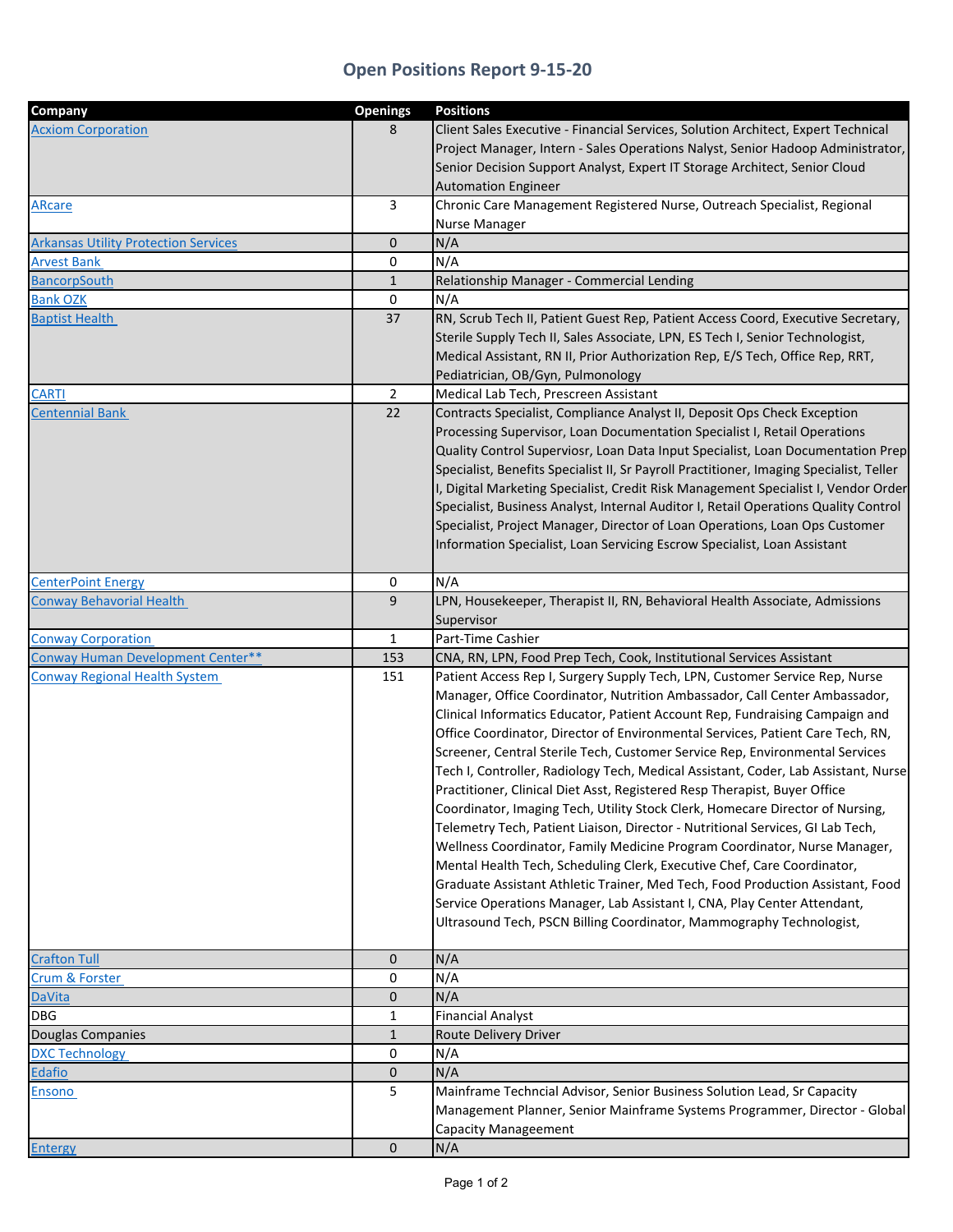# Open Positions Report 9-15-20

| Company | Openings | Positions |
| --- | --- | --- |
| Acxiom Corporation | 8 | Client Sales Executive - Financial Services, Solution Architect, Expert Technical Project Manager, Intern - Sales Operations Nalyst, Senior Hadoop Administrator, Senior Decision Support Analyst, Expert IT Storage Architect, Senior Cloud Automation Engineer |
| ARcare | 3 | Chronic Care Management Registered Nurse, Outreach Specialist, Regional Nurse Manager |
| Arkansas Utility Protection Services | 0 | N/A |
| Arvest Bank | 0 | N/A |
| BancorpSouth | 1 | Relationship Manager - Commercial Lending |
| Bank OZK | 0 | N/A |
| Baptist Health | 37 | RN, Scrub Tech II, Patient Guest Rep, Patient Access Coord, Executive Secretary, Sterile Supply Tech II, Sales Associate, LPN, ES Tech I, Senior Technologist, Medical Assistant, RN II, Prior Authorization Rep, E/S Tech, Office Rep, RRT, Pediatrician, OB/Gyn, Pulmonology |
| CARTI | 2 | Medical Lab Tech, Prescreen Assistant |
| Centennial Bank | 22 | Contracts Specialist, Compliance Analyst II, Deposit Ops Check Exception Processing Supervisor, Loan Documentation Specialist I, Retail Operations Quality Control Superviosr, Loan Data Input Specialist, Loan Documentation Prep Specialist, Benefits Specialist II, Sr Payroll Practitioner, Imaging Specialist, Teller I, Digital Marketing Specialist, Credit Risk Management Specialist I, Vendor Order Specialist, Business Analyst, Internal Auditor I, Retail Operations Quality Control Specialist, Project Manager, Director of Loan Operations, Loan Ops Customer Information Specialist, Loan Servicing Escrow Specialist, Loan Assistant |
| CenterPoint Energy | 0 | N/A |
| Conway Behavorial Health | 9 | LPN, Housekeeper, Therapist II, RN, Behavioral Health Associate, Admissions Supervisor |
| Conway Corporation | 1 | Part-Time Cashier |
| Conway Human Development Center** | 153 | CNA, RN, LPN, Food Prep Tech, Cook, Institutional Services Assistant |
| Conway Regional Health System | 151 | Patient Access Rep I, Surgery Supply Tech, LPN, Customer Service Rep, Nurse Manager, Office Coordinator, Nutrition Ambassador, Call Center Ambassador, Clinical Informatics Educator, Patient Account Rep, Fundraising Campaign and Office Coordinator, Director of Environmental Services, Patient Care Tech, RN, Screener, Central Sterile Tech, Customer Service Rep, Environmental Services Tech I, Controller, Radiology Tech, Medical Assistant, Coder, Lab Assistant, Nurse Practitioner, Clinical Diet Asst, Registered Resp Therapist, Buyer Office Coordinator, Imaging Tech, Utility Stock Clerk, Homecare Director of Nursing, Telemetry Tech, Patient Liaison, Director - Nutritional Services, GI Lab Tech, Wellness Coordinator, Family Medicine Program Coordinator, Nurse Manager, Mental Health Tech, Scheduling Clerk, Executive Chef, Care Coordinator, Graduate Assistant Athletic Trainer, Med Tech, Food Production Assistant, Food Service Operations Manager, Lab Assistant I, CNA, Play Center Attendant, Ultrasound Tech, PSCN Billing Coordinator, Mammography Technologist, |
| Crafton Tull | 0 | N/A |
| Crum & Forster | 0 | N/A |
| DaVita | 0 | N/A |
| DBG | 1 | Financial Analyst |
| Douglas Companies | 1 | Route Delivery Driver |
| DXC Technology | 0 | N/A |
| Edafio | 0 | N/A |
| Ensono | 5 | Mainframe Techncial Advisor, Senior Business Solution Lead, Sr Capacity Management Planner, Senior Mainframe Systems Programmer, Director - Global Capacity Manageement |
| Entergy | 0 | N/A |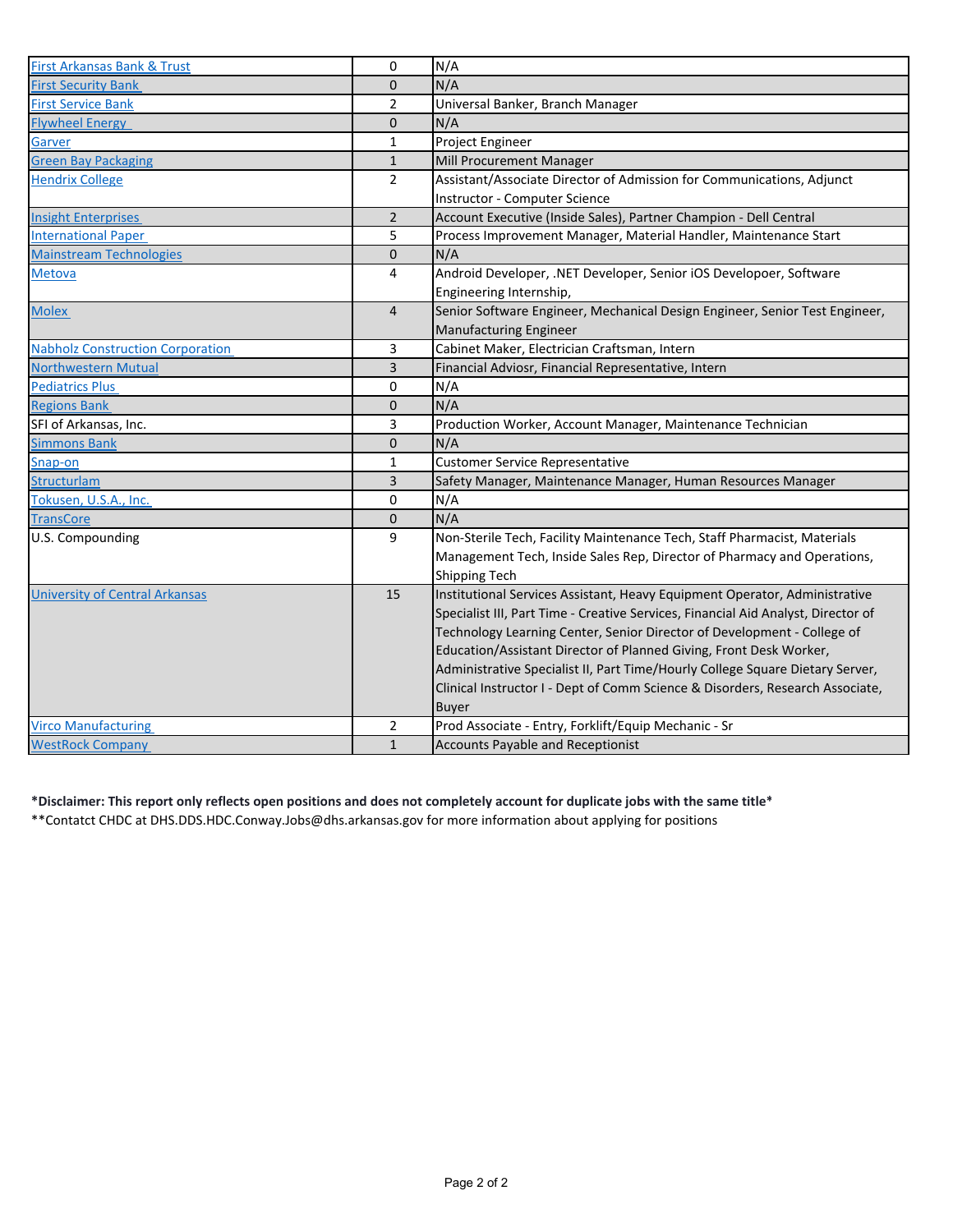| | | |
|---|---|---|
| First Arkansas Bank & Trust | 0 | N/A |
| First Security Bank | 0 | N/A |
| First Service Bank | 2 | Universal Banker, Branch Manager |
| Flywheel Energy | 0 | N/A |
| Garver | 1 | Project Engineer |
| Green Bay Packaging | 1 | Mill Procurement Manager |
| Hendrix College | 2 | Assistant/Associate Director of Admission for Communications, Adjunct Instructor - Computer Science |
| Insight Enterprises | 2 | Account Executive (Inside Sales), Partner Champion - Dell Central |
| International Paper | 5 | Process Improvement Manager, Material Handler, Maintenance Start |
| Mainstream Technologies | 0 | N/A |
| Metova | 4 | Android Developer, .NET Developer, Senior iOS Developoer, Software Engineering Internship, |
| Molex | 4 | Senior Software Engineer, Mechanical Design Engineer, Senior Test Engineer, Manufacturing Engineer |
| Nabholz Construction Corporation | 3 | Cabinet Maker, Electrician Craftsman, Intern |
| Northwestern Mutual | 3 | Financial Adviosr, Financial Representative, Intern |
| Pediatrics Plus | 0 | N/A |
| Regions Bank | 0 | N/A |
| SFI of Arkansas, Inc. | 3 | Production Worker, Account Manager, Maintenance Technician |
| Simmons Bank | 0 | N/A |
| Snap-on | 1 | Customer Service Representative |
| Structurlam | 3 | Safety Manager, Maintenance Manager, Human Resources Manager |
| Tokusen, U.S.A., Inc. | 0 | N/A |
| TransCore | 0 | N/A |
| U.S. Compounding | 9 | Non-Sterile Tech, Facility Maintenance Tech, Staff Pharmacist, Materials Management Tech, Inside Sales Rep, Director of Pharmacy and Operations, Shipping Tech |
| University of Central Arkansas | 15 | Institutional Services Assistant, Heavy Equipment Operator, Administrative Specialist III, Part Time - Creative Services, Financial Aid Analyst, Director of Technology Learning Center, Senior Director of Development - College of Education/Assistant Director of Planned Giving, Front Desk Worker, Administrative Specialist II, Part Time/Hourly College Square Dietary Server, Clinical Instructor I - Dept of Comm Science & Disorders, Research Associate, Buyer |
| Virco Manufacturing | 2 | Prod Associate - Entry, Forklift/Equip Mechanic - Sr |
| WestRock Company | 1 | Accounts Payable and Receptionist |

**\*Disclaimer: This report only reflects open positions and does not completely account for duplicate jobs with the same title\***

\*\*Contatct CHDC at DHS.DDS.HDC.Conway.Jobs@dhs.arkansas.gov for more information about applying for positions